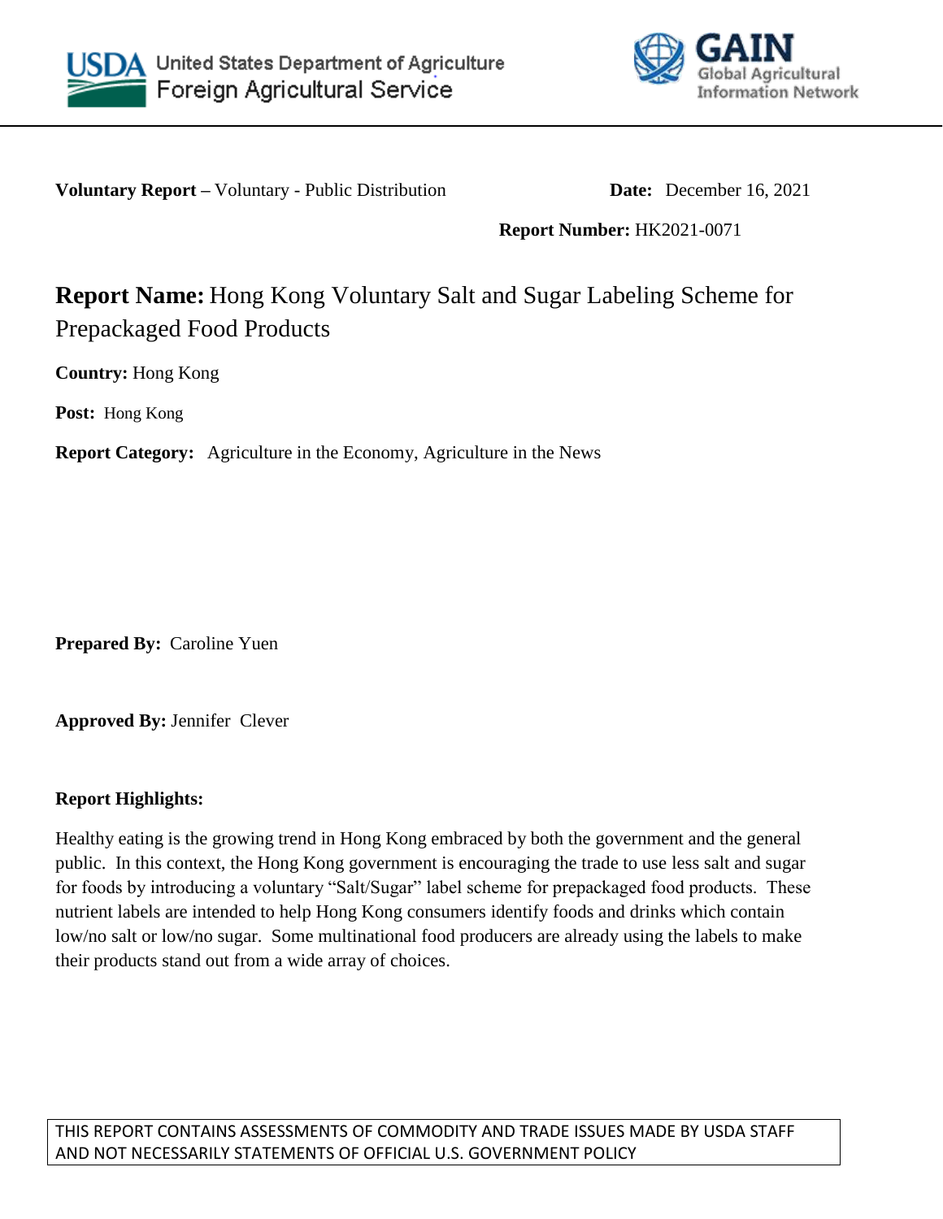United States Department of Agriculture
Foreign Agricultural Service

GAIN Global Agricultural Information Network

**Voluntary Report –** Voluntary - Public Distribution **Date:** December 16, 2021

**Report Number:** HK2021-0071

# **Report Name:** Hong Kong Voluntary Salt and Sugar Labeling Scheme for Prepackaged Food Products

**Country:** Hong Kong

**Post:** Hong Kong

**Report Category:** Agriculture in the Economy, Agriculture in the News

**Prepared By:** Caroline Yuen

**Approved By:** Jennifer Clever

**Report Highlights:**

Healthy eating is the growing trend in Hong Kong embraced by both the government and the general public. In this context, the Hong Kong government is encouraging the trade to use less salt and sugar for foods by introducing a voluntary "Salt/Sugar" label scheme for prepackaged food products. These nutrient labels are intended to help Hong Kong consumers identify foods and drinks which contain low/no salt or low/no sugar. Some multinational food producers are already using the labels to make their products stand out from a wide array of choices.

THIS REPORT CONTAINS ASSESSMENTS OF COMMODITY AND TRADE ISSUES MADE BY USDA STAFF AND NOT NECESSARILY STATEMENTS OF OFFICIAL U.S. GOVERNMENT POLICY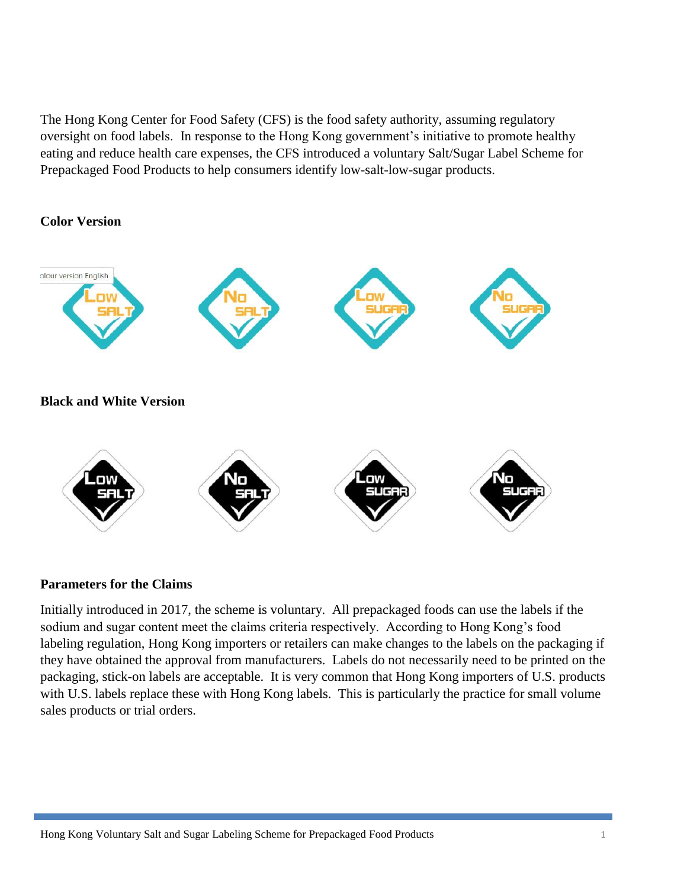The Hong Kong Center for Food Safety (CFS) is the food safety authority, assuming regulatory oversight on food labels. In response to the Hong Kong government's initiative to promote healthy eating and reduce health care expenses, the CFS introduced a voluntary Salt/Sugar Label Scheme for Prepackaged Food Products to help consumers identify low-salt-low-sugar products.

**Color Version**

**Black and White Version**

**Parameters for the Claims**

Initially introduced in 2017, the scheme is voluntary. All prepackaged foods can use the labels if the sodium and sugar content meet the claims criteria respectively. According to Hong Kong's food labeling regulation, Hong Kong importers or retailers can make changes to the labels on the packaging if they have obtained the approval from manufacturers. Labels do not necessarily need to be printed on the packaging, stick-on labels are acceptable. It is very common that Hong Kong importers of U.S. products with U.S. labels replace these with Hong Kong labels. This is particularly the practice for small volume sales products or trial orders.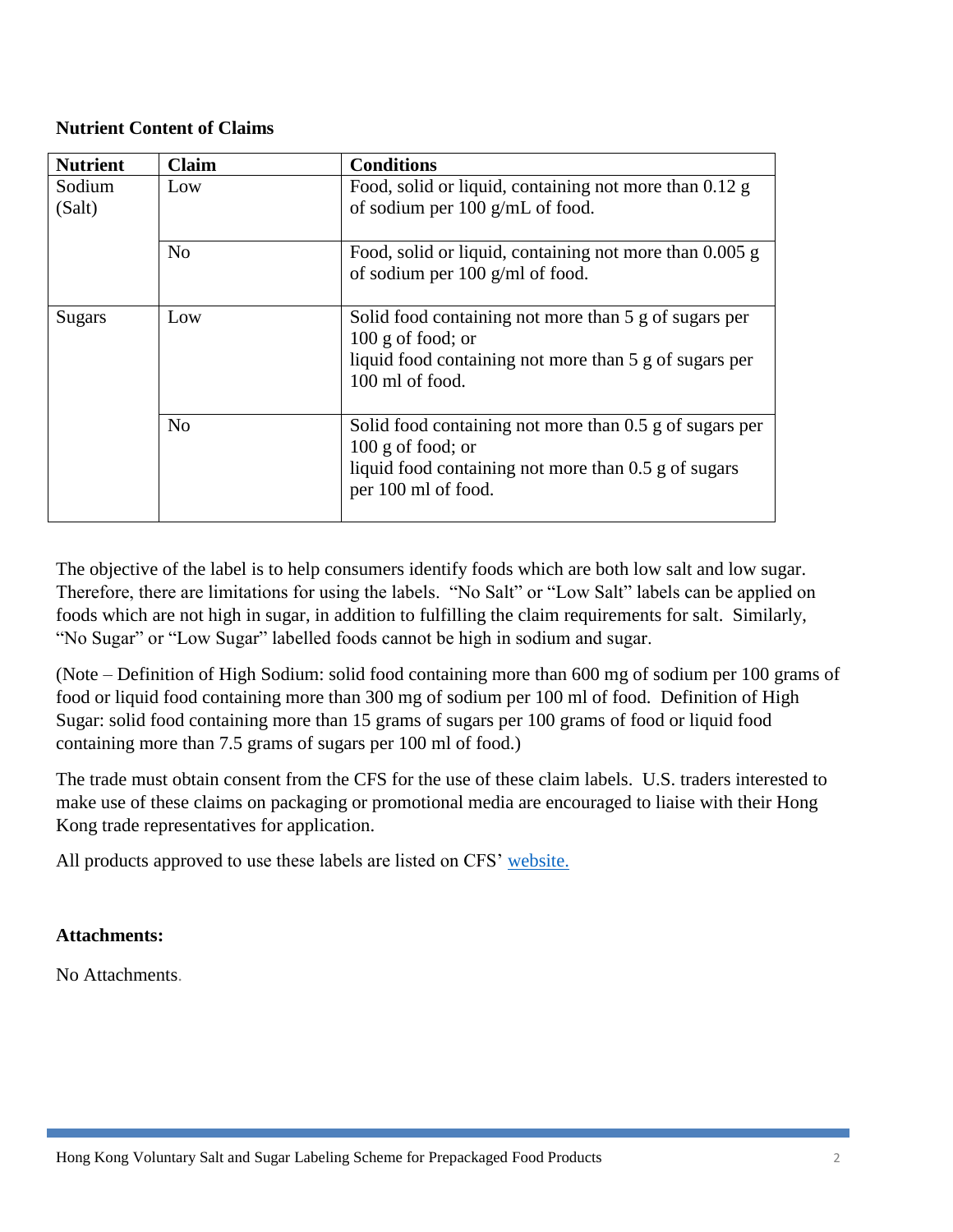**Nutrient Content of Claims**

| Nutrient | Claim | Conditions |
|---|---|---|
| Sodium (Salt) | Low | Food, solid or liquid, containing not more than 0.12 g of sodium per 100 g/mL of food. |
| | No | Food, solid or liquid, containing not more than 0.005 g of sodium per 100 g/ml of food. |
| Sugars | Low | Solid food containing not more than 5 g of sugars per 100 g of food; or liquid food containing not more than 5 g of sugars per 100 ml of food. |
| | No | Solid food containing not more than 0.5 g of sugars per 100 g of food; or liquid food containing not more than 0.5 g of sugars per 100 ml of food. |

The objective of the label is to help consumers identify foods which are both low salt and low sugar. Therefore, there are limitations for using the labels. "No Salt" or "Low Salt" labels can be applied on foods which are not high in sugar, in addition to fulfilling the claim requirements for salt. Similarly, "No Sugar" or "Low Sugar" labelled foods cannot be high in sodium and sugar.

(Note – Definition of High Sodium: solid food containing more than 600 mg of sodium per 100 grams of food or liquid food containing more than 300 mg of sodium per 100 ml of food. Definition of High Sugar: solid food containing more than 15 grams of sugars per 100 grams of food or liquid food containing more than 7.5 grams of sugars per 100 ml of food.)

The trade must obtain consent from the CFS for the use of these claim labels. U.S. traders interested to make use of these claims on packaging or promotional media are encouraged to liaise with their Hong Kong trade representatives for application.

All products approved to use these labels are listed on CFS' website.

**Attachments:**

No Attachments.